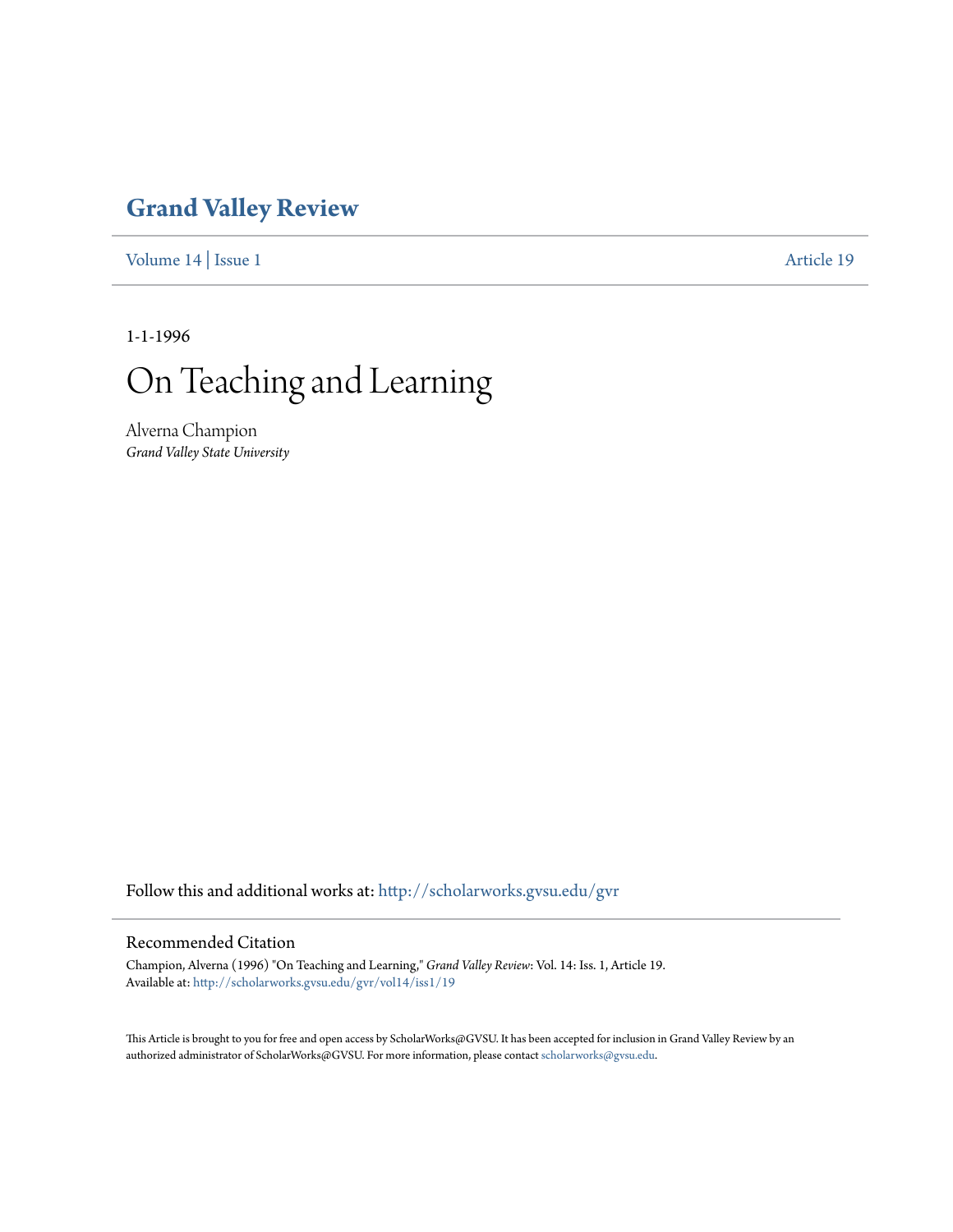# Grand Valley Review

Volume 14 | Issue 1 Article 19

1-1-1996

# On Teaching and Learning

Alverna Champion
*Grand Valley State University*

Follow this and additional works at: http://scholarworks.gvsu.edu/gvr

## Recommended Citation

Champion, Alverna (1996) "On Teaching and Learning," *Grand Valley Review*: Vol. 14: Iss. 1, Article 19.
Available at: http://scholarworks.gvsu.edu/gvr/vol14/iss1/19

This Article is brought to you for free and open access by ScholarWorks@GVSU. It has been accepted for inclusion in Grand Valley Review by an authorized administrator of ScholarWorks@GVSU. For more information, please contact scholarworks@gvsu.edu.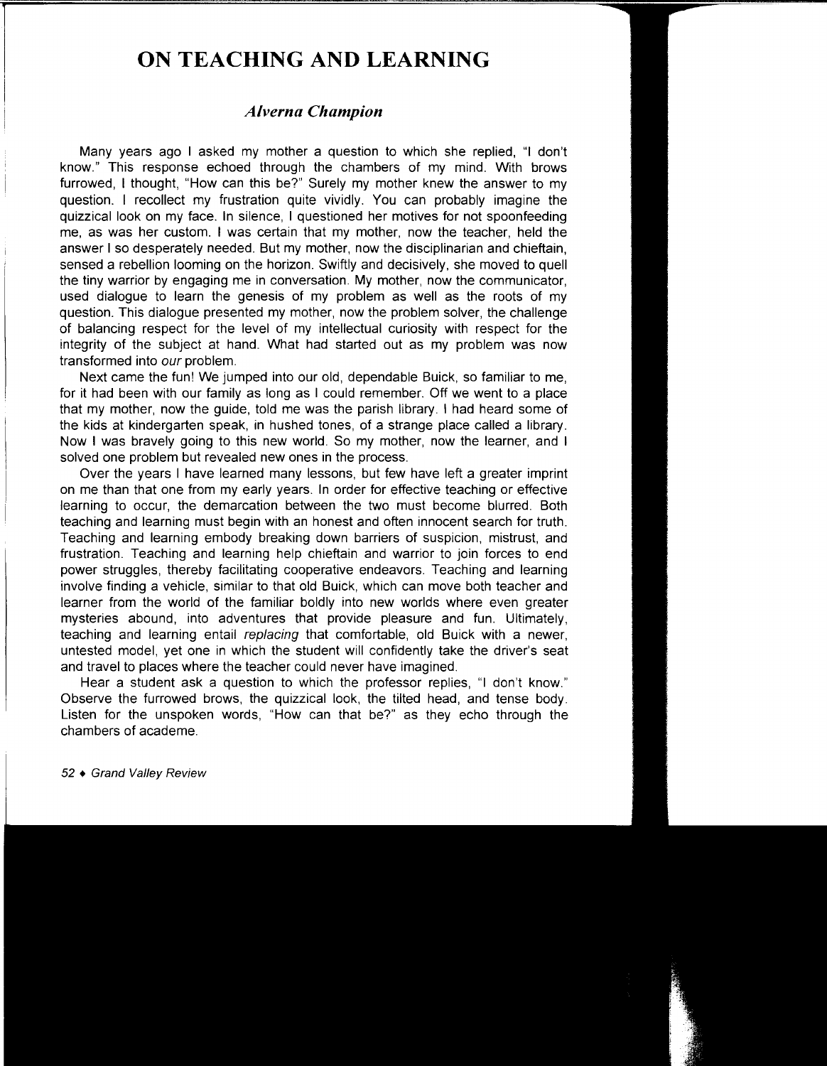# ON TEACHING AND LEARNING

### *Alverna Champion*

Many years ago I asked my mother a question to which she replied, "I don't know." This response echoed through the chambers of my mind. With brows furrowed, I thought, "How can this be?" Surely my mother knew the answer to my question. I recollect my frustration quite vividly. You can probably imagine the quizzical look on my face. In silence, I questioned her motives for not spoonfeeding me, as was her custom. I was certain that my mother, now the teacher, held the answer I so desperately needed. But my mother, now the disciplinarian and chieftain, sensed a rebellion looming on the horizon. Swiftly and decisively, she moved to quell the tiny warrior by engaging me in conversation. My mother, now the communicator, used dialogue to learn the genesis of my problem as well as the roots of my question. This dialogue presented my mother, now the problem solver, the challenge of balancing respect for the level of my intellectual curiosity with respect for the integrity of the subject at hand. What had started out as my problem was now transformed into *our* problem.

Next came the fun! We jumped into our old, dependable Buick, so familiar to me, for it had been with our family as long as I could remember. Off we went to a place that my mother, now the guide, told me was the parish library. I had heard some of the kids at kindergarten speak, in hushed tones, of a strange place called a library. Now I was bravely going to this new world. So my mother, now the learner, and I solved one problem but revealed new ones in the process.

Over the years I have learned many lessons, but few have left a greater imprint on me than that one from my early years. In order for effective teaching or effective learning to occur, the demarcation between the two must become blurred. Both teaching and learning must begin with an honest and often innocent search for truth. Teaching and learning embody breaking down barriers of suspicion, mistrust, and frustration. Teaching and learning help chieftain and warrior to join forces to end power struggles, thereby facilitating cooperative endeavors. Teaching and learning involve finding a vehicle, similar to that old Buick, which can move both teacher and learner from the world of the familiar boldly into new worlds where even greater mysteries abound, into adventures that provide pleasure and fun. Ultimately, teaching and learning entail *replacing* that comfortable, old Buick with a newer, untested model, yet one in which the student will confidently take the driver's seat and travel to places where the teacher could never have imagined.

Hear a student ask a question to which the professor replies, "I don't know." Observe the furrowed brows, the quizzical look, the tilted head, and tense body. Listen for the unspoken words, "How can that be?" as they echo through the chambers of academe.